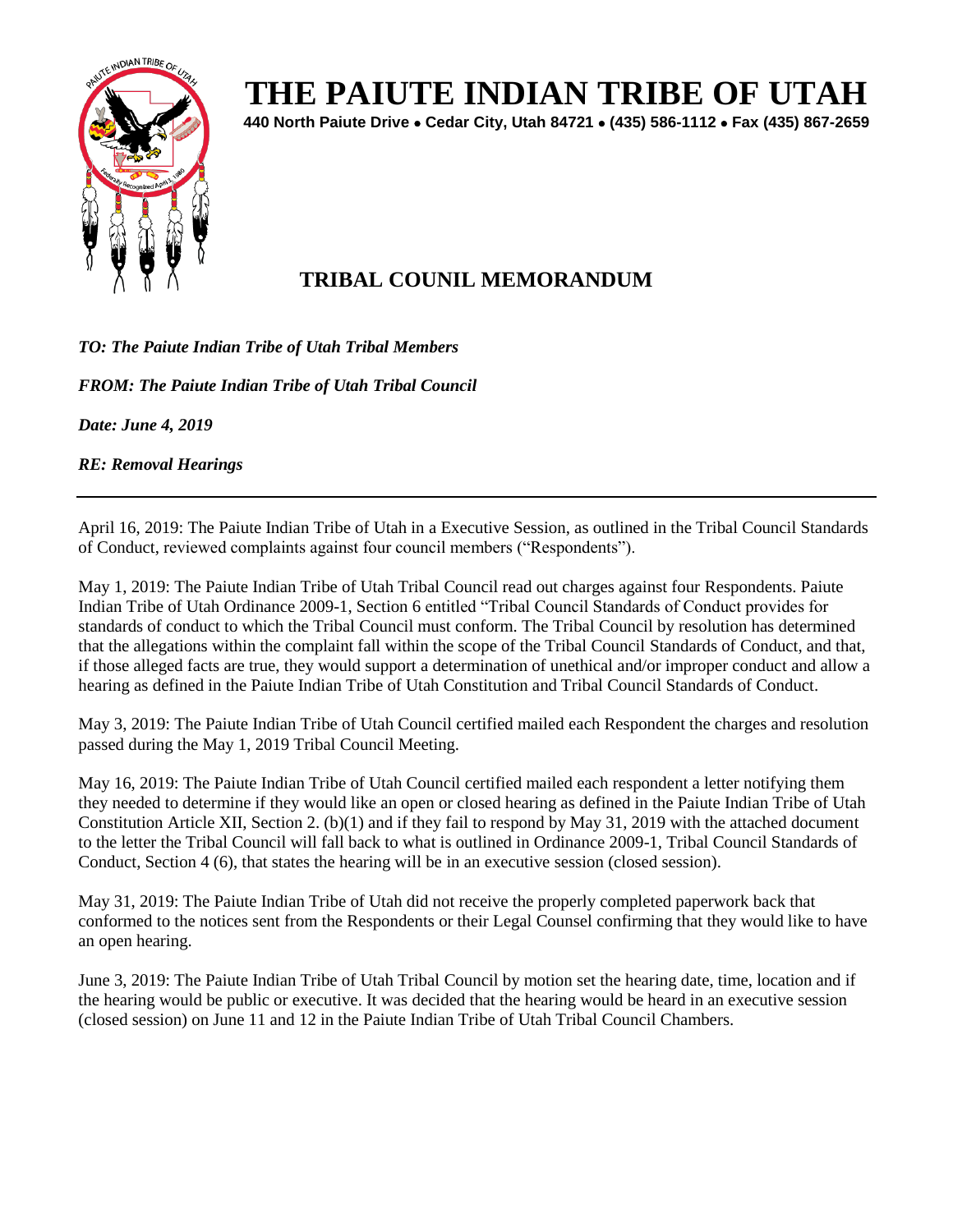# THE PAIUTE INDIAN TRIBE OF UTAH

**440 North Paiute Drive • Cedar City, Utah 84721 • (435) 586-1112 • Fax (435) 867-2659**

## TRIBAL COUNIL MEMORANDUM

***TO: The Paiute Indian Tribe of Utah Tribal Members***

***FROM: The Paiute Indian Tribe of Utah Tribal Council***

***Date: June 4, 2019***

***RE: Removal Hearings***

---

April 16, 2019: The Paiute Indian Tribe of Utah in a Executive Session, as outlined in the Tribal Council Standards of Conduct, reviewed complaints against four council members ("Respondents").

May 1, 2019: The Paiute Indian Tribe of Utah Tribal Council read out charges against four Respondents. Paiute Indian Tribe of Utah Ordinance 2009-1, Section 6 entitled "Tribal Council Standards of Conduct provides for standards of conduct to which the Tribal Council must conform. The Tribal Council by resolution has determined that the allegations within the complaint fall within the scope of the Tribal Council Standards of Conduct, and that, if those alleged facts are true, they would support a determination of unethical and/or improper conduct and allow a hearing as defined in the Paiute Indian Tribe of Utah Constitution and Tribal Council Standards of Conduct.

May 3, 2019: The Paiute Indian Tribe of Utah Council certified mailed each Respondent the charges and resolution passed during the May 1, 2019 Tribal Council Meeting.

May 16, 2019: The Paiute Indian Tribe of Utah Council certified mailed each respondent a letter notifying them they needed to determine if they would like an open or closed hearing as defined in the Paiute Indian Tribe of Utah Constitution Article XII, Section 2. (b)(1) and if they fail to respond by May 31, 2019 with the attached document to the letter the Tribal Council will fall back to what is outlined in Ordinance 2009-1, Tribal Council Standards of Conduct, Section 4 (6), that states the hearing will be in an executive session (closed session).

May 31, 2019: The Paiute Indian Tribe of Utah did not receive the properly completed paperwork back that conformed to the notices sent from the Respondents or their Legal Counsel confirming that they would like to have an open hearing.

June 3, 2019: The Paiute Indian Tribe of Utah Tribal Council by motion set the hearing date, time, location and if the hearing would be public or executive. It was decided that the hearing would be heard in an executive session (closed session) on June 11 and 12 in the Paiute Indian Tribe of Utah Tribal Council Chambers.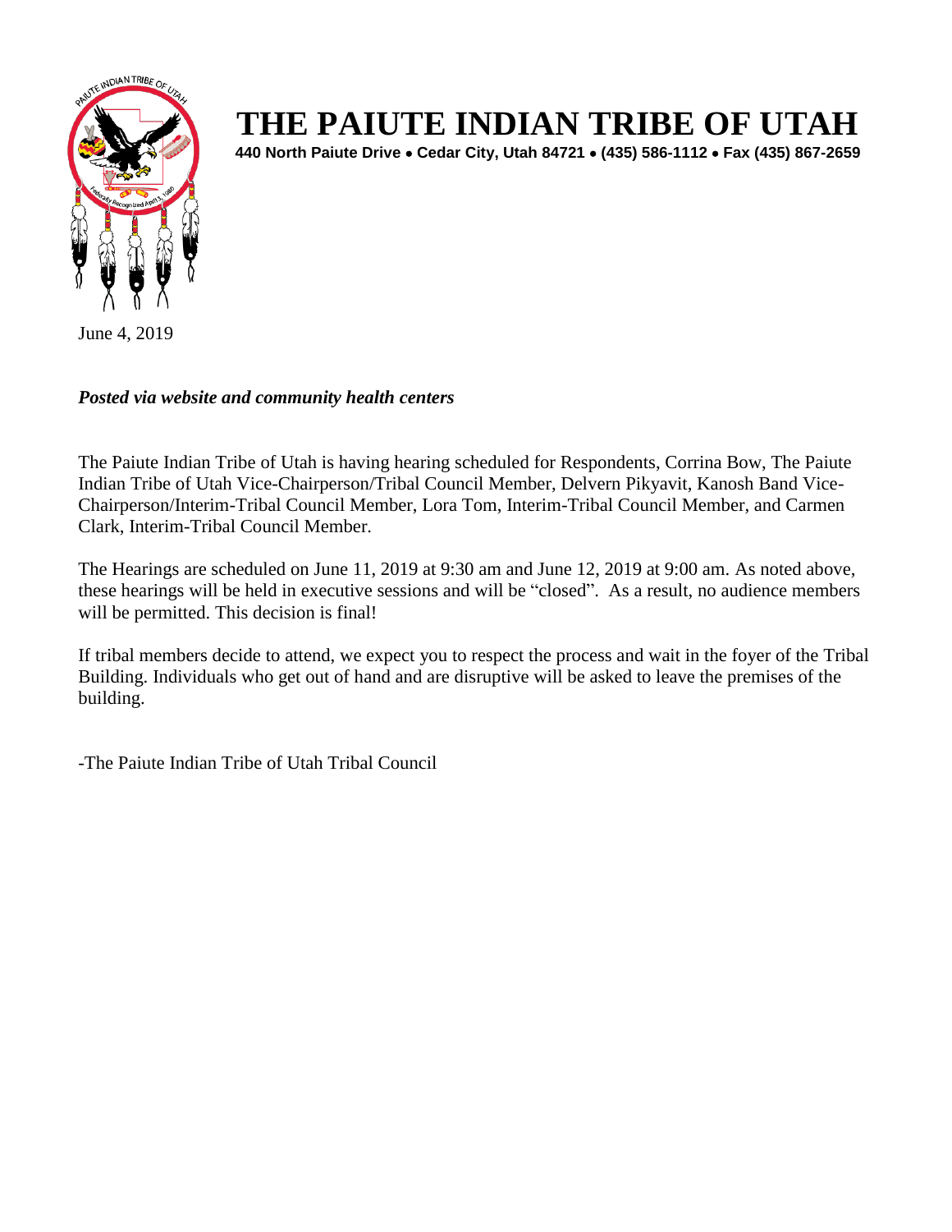# THE PAIUTE INDIAN TRIBE OF UTAH

**440 North Paiute Drive • Cedar City, Utah 84721 • (435) 586-1112 • Fax (435) 867-2659**

June 4, 2019

***Posted via website and community health centers***

The Paiute Indian Tribe of Utah is having hearing scheduled for Respondents, Corrina Bow, The Paiute Indian Tribe of Utah Vice-Chairperson/Tribal Council Member, Delvern Pikyavit, Kanosh Band Vice-Chairperson/Interim-Tribal Council Member, Lora Tom, Interim-Tribal Council Member, and Carmen Clark, Interim-Tribal Council Member.

The Hearings are scheduled on June 11, 2019 at 9:30 am and June 12, 2019 at 9:00 am. As noted above, these hearings will be held in executive sessions and will be "closed". As a result, no audience members will be permitted. This decision is final!

If tribal members decide to attend, we expect you to respect the process and wait in the foyer of the Tribal Building. Individuals who get out of hand and are disruptive will be asked to leave the premises of the building.

-The Paiute Indian Tribe of Utah Tribal Council